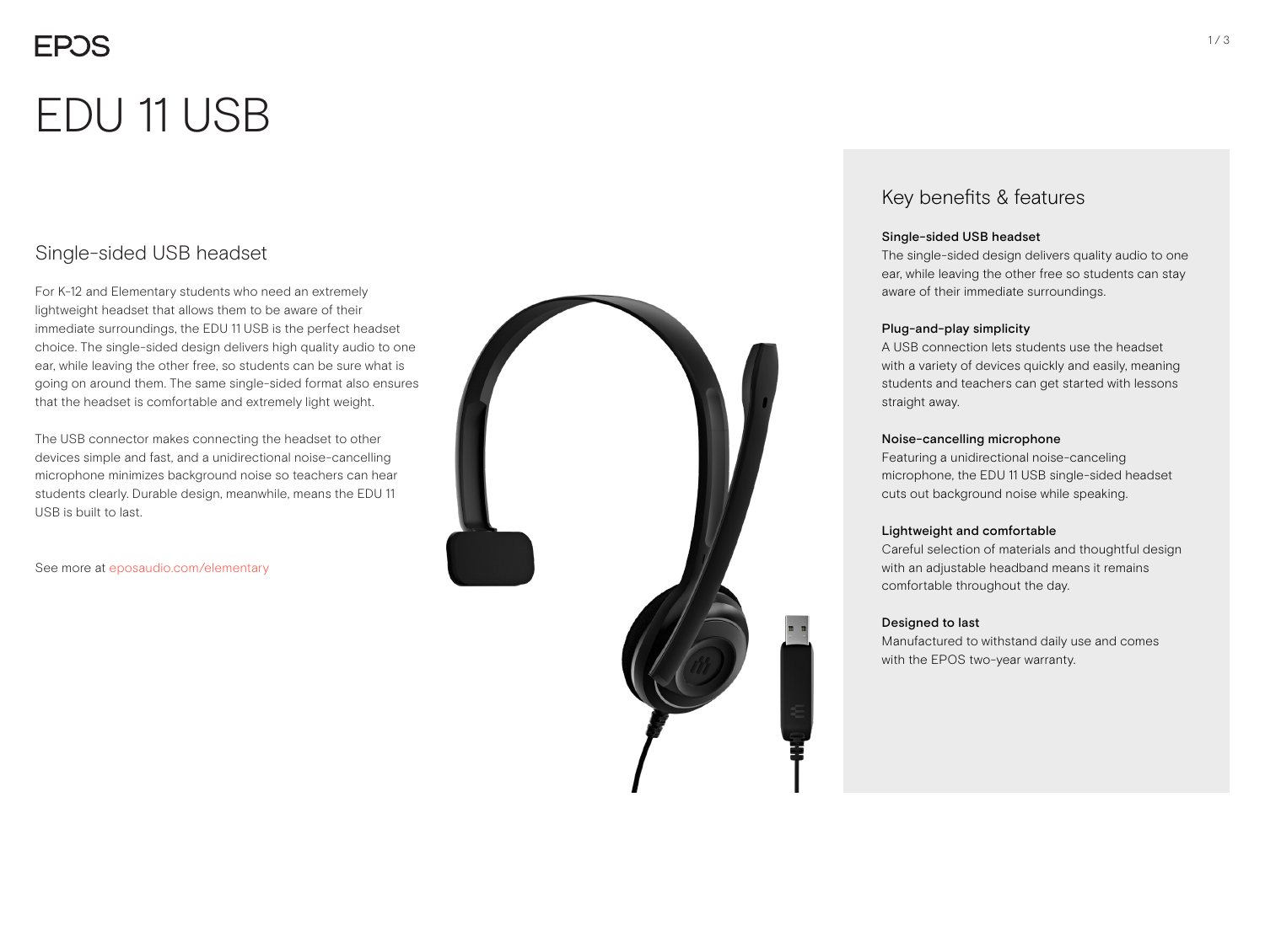EPOS

# EDU 11 USB

## Single-sided USB headset

For K-12 and Elementary students who need an extremely lightweight headset that allows them to be aware of their immediate surroundings, the EDU 11 USB is the perfect headset choice. The single-sided design delivers high quality audio to one ear, while leaving the other free, so students can be sure what is going on around them. The same single-sided format also ensures that the headset is comfortable and extremely light weight.

The USB connector makes connecting the headset to other devices simple and fast, and a unidirectional noise-cancelling microphone minimizes background noise so teachers can hear students clearly. Durable design, meanwhile, means the EDU 11 USB is built to last.

See more at eposaudio.com/elementary

## Key benefits & features

**Single-sided USB headset**
The single-sided design delivers quality audio to one ear, while leaving the other free so students can stay aware of their immediate surroundings.

**Plug-and-play simplicity**
A USB connection lets students use the headset with a variety of devices quickly and easily, meaning students and teachers can get started with lessons straight away.

**Noise-cancelling microphone**
Featuring a unidirectional noise-canceling microphone, the EDU 11 USB single-sided headset cuts out background noise while speaking.

**Lightweight and comfortable**
Careful selection of materials and thoughtful design with an adjustable headband means it remains comfortable throughout the day.

**Designed to last**
Manufactured to withstand daily use and comes with the EPOS two-year warranty.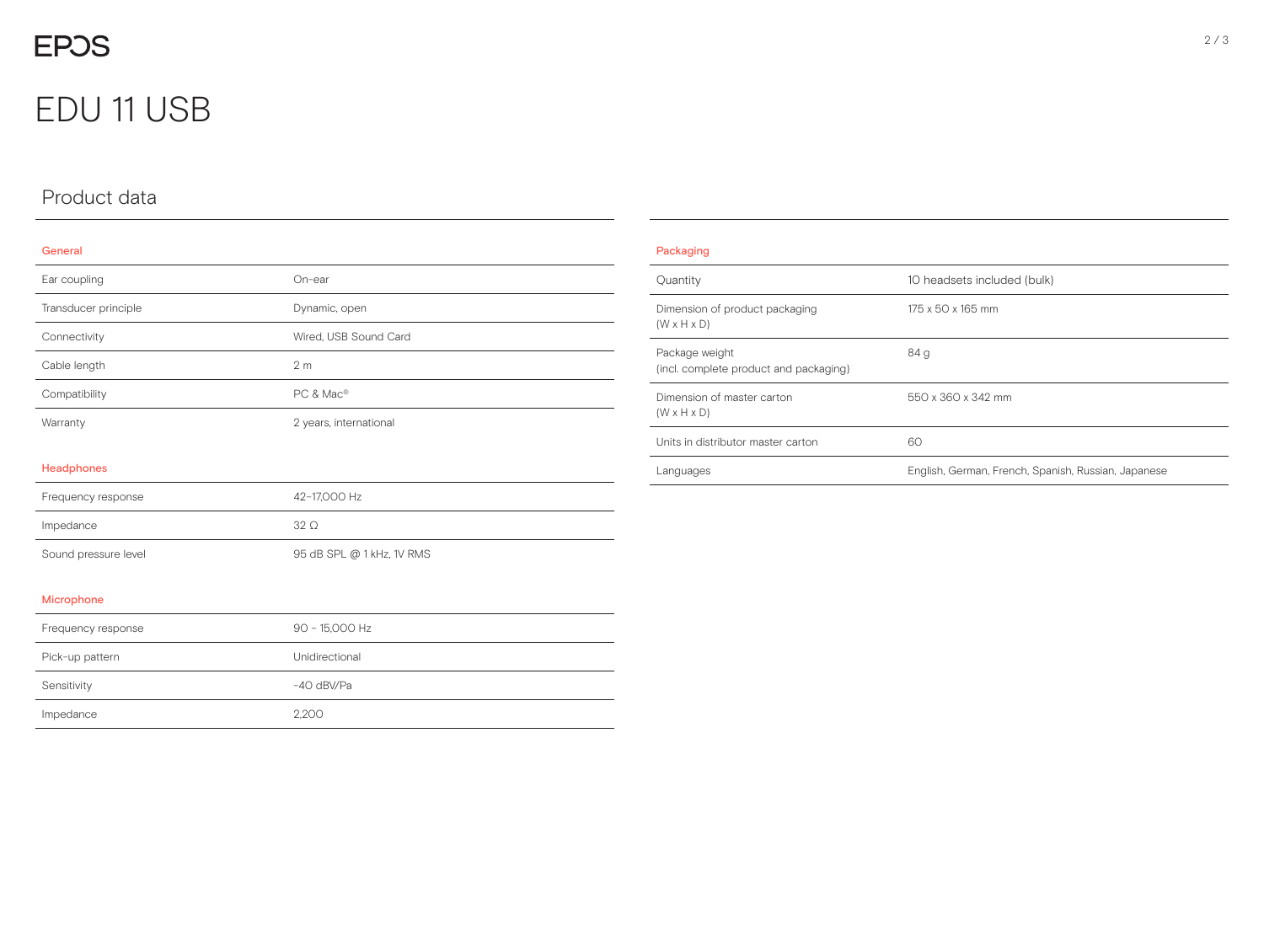# EDU 11 USB

## Product data

### General

| | |
|---|---|
| Ear coupling | On-ear |
| Transducer principle | Dynamic, open |
| Connectivity | Wired, USB Sound Card |
| Cable length | 2 m |
| Compatibility | PC & Mac® |
| Warranty | 2 years, international |

### Headphones

| | |
|---|---|
| Frequency response | 42–17,000 Hz |
| Impedance | 32 Ω |
| Sound pressure level | 95 dB SPL @ 1 kHz, 1V RMS |

### Microphone

| | |
|---|---|
| Frequency response | 90 - 15,000 Hz |
| Pick-up pattern | Unidirectional |
| Sensitivity | -40 dBV/Pa |
| Impedance | 2,200 |

### Packaging

| | |
|---|---|
| Quantity | 10 headsets included (bulk) |
| Dimension of product packaging (W x H x D) | 175 x 50 x 165 mm |
| Package weight (incl. complete product and packaging) | 84 g |
| Dimension of master carton (W x H x D) | 550 x 360 x 342 mm |
| Units in distributor master carton | 60 |
| Languages | English, German, French, Spanish, Russian, Japanese |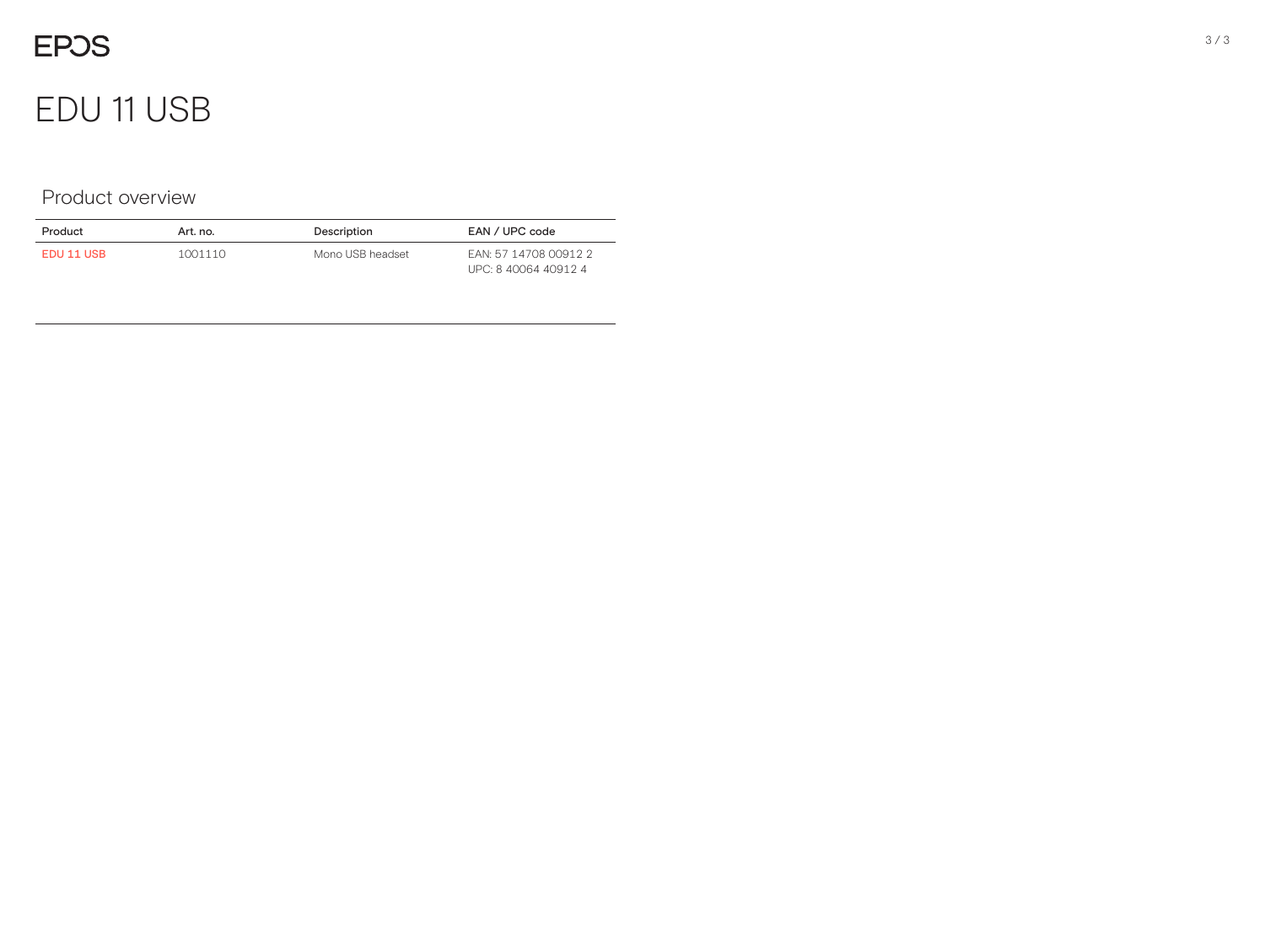EPOS

# EDU 11 USB

## Product overview

| Product | Art. no. | Description | EAN / UPC code |
|---|---|---|---|
| **EDU 11 USB** | 1001110 | Mono USB headset | EAN: 57 14708 00912 2<br>UPC: 8 40064 40912 4 |